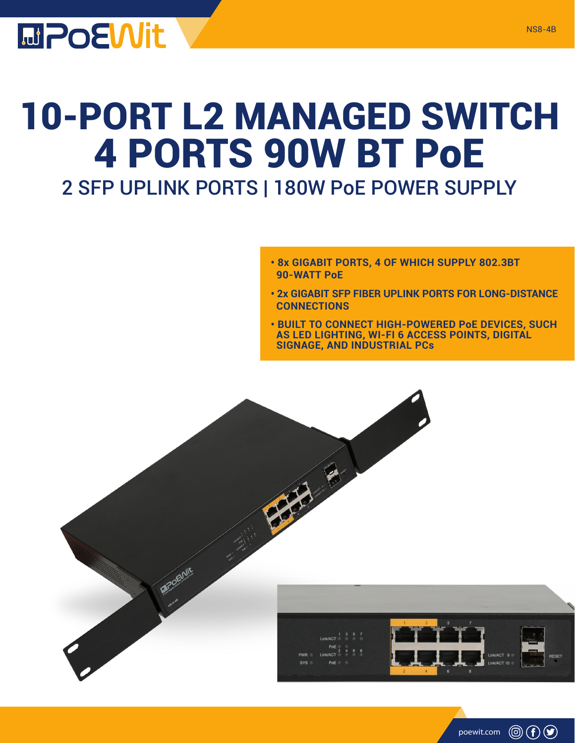PoEWit

NS8-4B

# 10-PORT L2 MANAGED SWITCH 4 PORTS 90W BT PoE

## 2 SFP UPLINK PORTS | 180W PoE POWER SUPPLY

- **8x GIGABIT PORTS, 4 OF WHICH SUPPLY 802.3BT 90-WATT PoE**
- **2x GIGABIT SFP FIBER UPLINK PORTS FOR LONG-DISTANCE CONNECTIONS**
- **BUILT TO CONNECT HIGH-POWERED PoE DEVICES, SUCH AS LED LIGHTING, WI-FI 6 ACCESS POINTS, DIGITAL SIGNAGE, AND INDUSTRIAL PCs**

poewit.com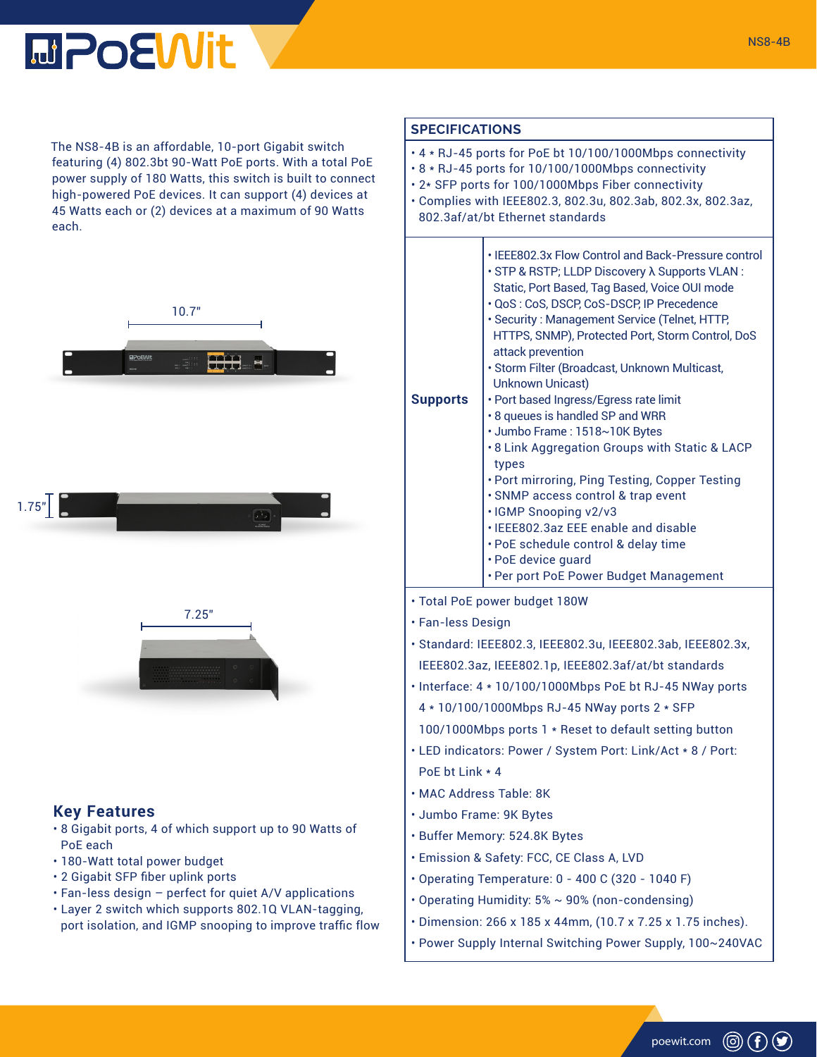NS8-4B

The NS8-4B is an affordable, 10-port Gigabit switch featuring (4) 802.3bt 90-Watt PoE ports. With a total PoE power supply of 180 Watts, this switch is built to connect high-powered PoE devices. It can support (4) devices at 45 Watts each or (2) devices at a maximum of 90 Watts each.

10.7"

1.75"

7.25"

## Key Features

- 8 Gigabit ports, 4 of which support up to 90 Watts of PoE each
- 180-Watt total power budget
- 2 Gigabit SFP fiber uplink ports
- Fan-less design – perfect for quiet A/V applications
- Layer 2 switch which supports 802.1Q VLAN-tagging, port isolation, and IGMP snooping to improve traffic flow

## SPECIFICATIONS

- 4 * RJ-45 ports for PoE bt 10/100/1000Mbps connectivity
- 8 * RJ-45 ports for 10/100/1000Mbps connectivity
- 2* SFP ports for 100/1000Mbps Fiber connectivity
- Complies with IEEE802.3, 802.3u, 802.3ab, 802.3x, 802.3az, 802.3af/at/bt Ethernet standards

**Supports**

- IEEE802.3x Flow Control and Back-Pressure control
- STP & RSTP; LLDP Discovery λ Supports VLAN : Static, Port Based, Tag Based, Voice OUI mode
- QoS : CoS, DSCP, CoS-DSCP, IP Precedence
- Security : Management Service (Telnet, HTTP, HTTPS, SNMP), Protected Port, Storm Control, DoS attack prevention
- Storm Filter (Broadcast, Unknown Multicast, Unknown Unicast)
- Port based Ingress/Egress rate limit
- 8 queues is handled SP and WRR
- Jumbo Frame : 1518~10K Bytes
- 8 Link Aggregation Groups with Static & LACP types
- Port mirroring, Ping Testing, Copper Testing
- SNMP access control & trap event
- IGMP Snooping v2/v3
- IEEE802.3az EEE enable and disable
- PoE schedule control & delay time
- PoE device guard
- Per port PoE Power Budget Management

- Total PoE power budget 180W
- Fan-less Design
- Standard: IEEE802.3, IEEE802.3u, IEEE802.3ab, IEEE802.3x, IEEE802.3az, IEEE802.1p, IEEE802.3af/at/bt standards
- Interface: 4 * 10/100/1000Mbps PoE bt RJ-45 NWay ports 4 * 10/100/1000Mbps RJ-45 NWay ports 2 * SFP 100/1000Mbps ports 1 * Reset to default setting button
- LED indicators: Power / System Port: Link/Act * 8 / Port: PoE bt Link * 4
- MAC Address Table: 8K
- Jumbo Frame: 9K Bytes
- Buffer Memory: 524.8K Bytes
- Emission & Safety: FCC, CE Class A, LVD
- Operating Temperature: 0 - 400 C (320 - 1040 F)
- Operating Humidity: 5% ~ 90% (non-condensing)
- Dimension: 266 x 185 x 44mm, (10.7 x 7.25 x 1.75 inches).
- Power Supply Internal Switching Power Supply, 100~240VAC

poewit.com